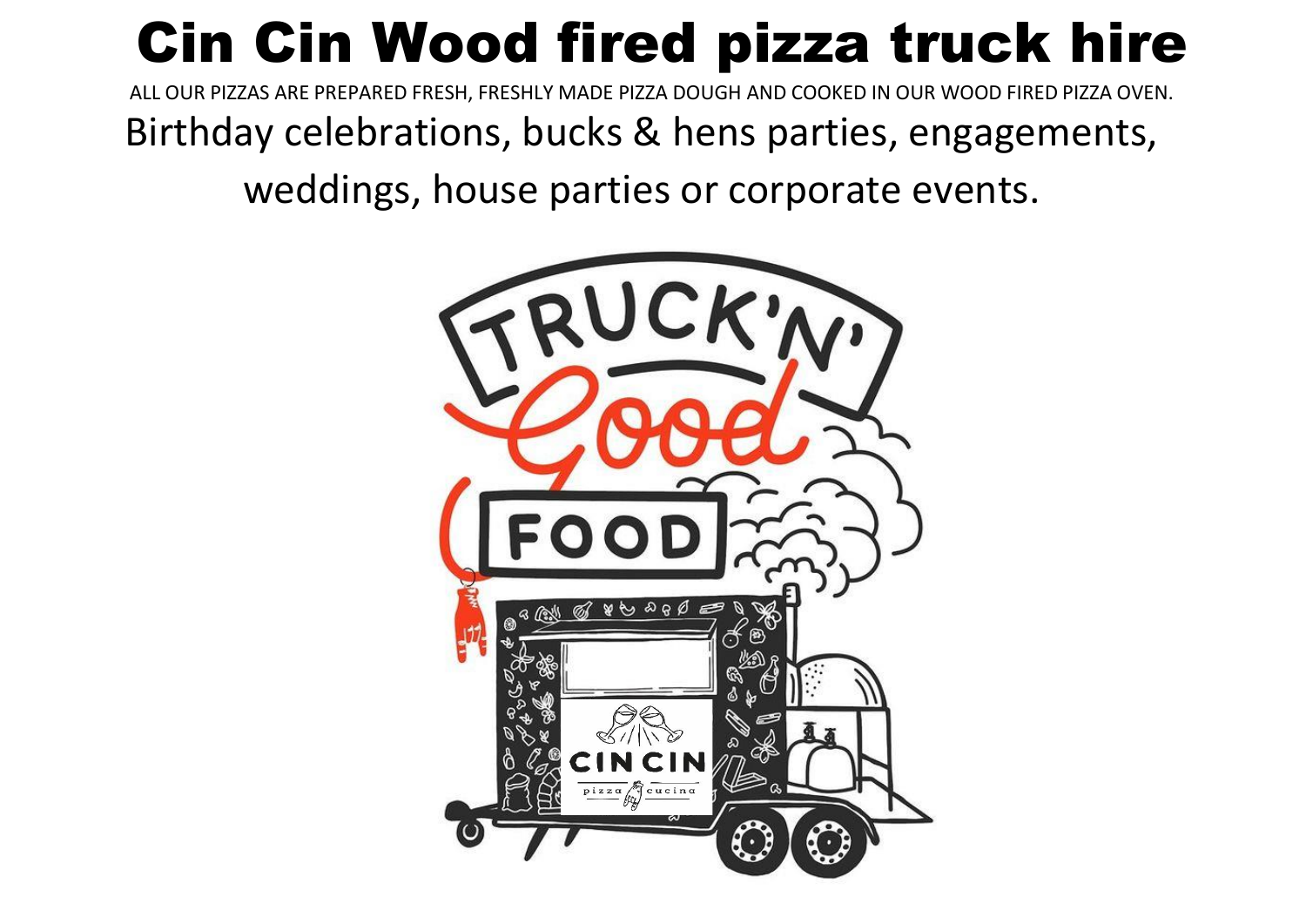# Cin Cin Wood fired pizza truck hire

ALL OUR PIZZAS ARE PREPARED FRESH, FRESHLY MADE PIZZA DOUGH AND COOKED IN OUR WOOD FIRED PIZZA OVEN.

Birthday celebrations, bucks & hens parties, engagements, weddings, house parties or corporate events.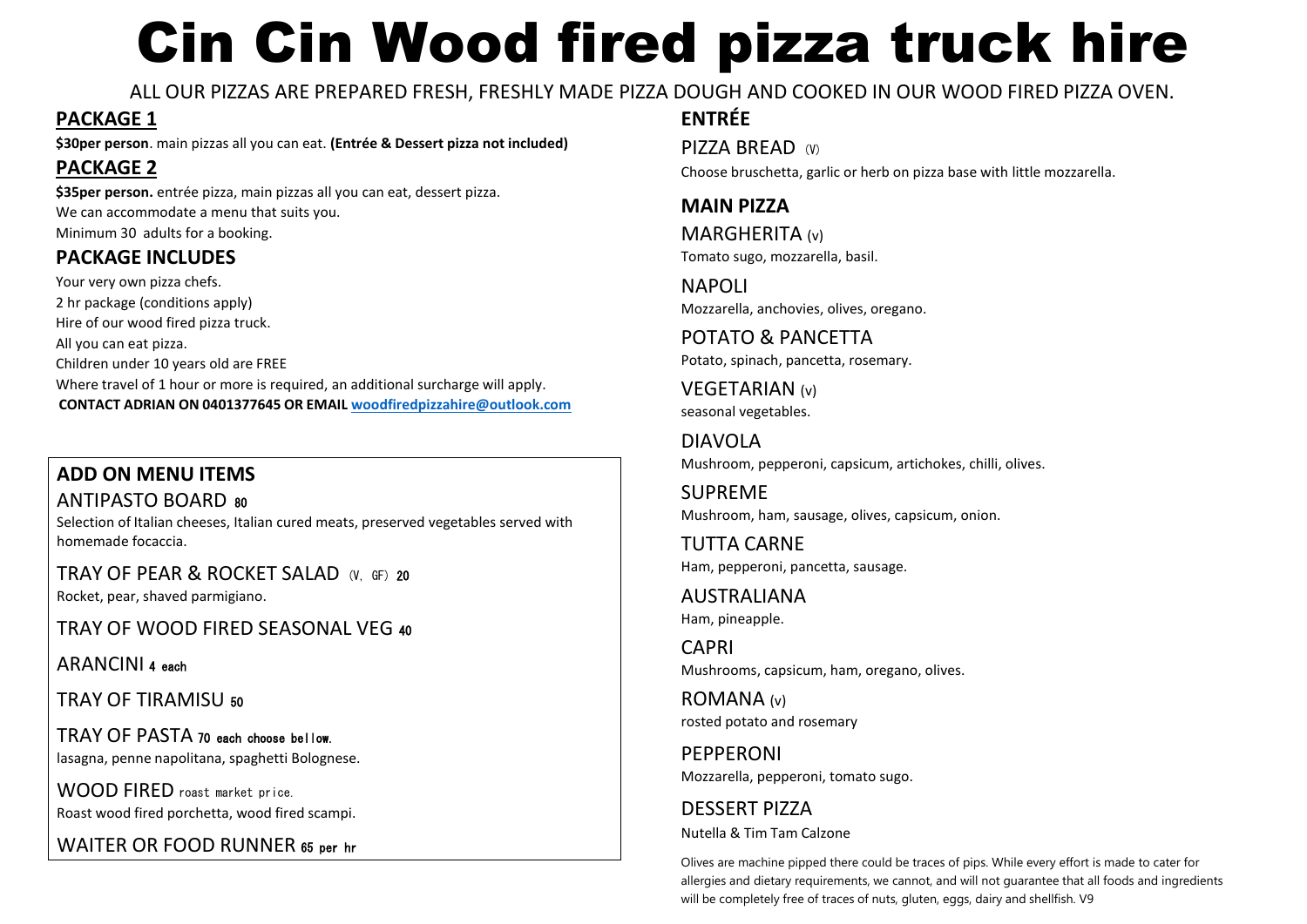# Cin Cin Wood fired pizza truck hire

ALL OUR PIZZAS ARE PREPARED FRESH, FRESHLY MADE PIZZA DOUGH AND COOKED IN OUR WOOD FIRED PIZZA OVEN.

## PACKAGE 1

**$30per person**. main pizzas all you can eat. **(Entrée & Dessert pizza not included)**

## PACKAGE 2

**$35per person.** entrée pizza, main pizzas all you can eat, dessert pizza.
We can accommodate a menu that suits you.
Minimum 30 adults for a booking.

## PACKAGE INCLUDES

Your very own pizza chefs.
2 hr package (conditions apply)
Hire of our wood fired pizza truck.
All you can eat pizza.
Children under 10 years old are FREE
Where travel of 1 hour or more is required, an additional surcharge will apply.
**CONTACT ADRIAN ON 0401377645 OR EMAIL woodfiredpizzahire@outlook.com**

## ADD ON MENU ITEMS

ANTIPASTO BOARD 80
Selection of Italian cheeses, Italian cured meats, preserved vegetables served with homemade focaccia.

TRAY OF PEAR & ROCKET SALAD (V, GF) 20
Rocket, pear, shaved parmigiano.

TRAY OF WOOD FIRED SEASONAL VEG 40

ARANCINI 4 each

TRAY OF TIRAMISU 50

TRAY OF PASTA 70 each choose bellow.
lasagna, penne napolitana, spaghetti Bolognese.

WOOD FIRED roast market price.
Roast wood fired porchetta, wood fired scampi.

WAITER OR FOOD RUNNER 65 per hr

## ENTRÉE

PIZZA BREAD (V)
Choose bruschetta, garlic or herb on pizza base with little mozzarella.

## MAIN PIZZA

MARGHERITA (v)
Tomato sugo, mozzarella, basil.

NAPOLI
Mozzarella, anchovies, olives, oregano.

POTATO & PANCETTA
Potato, spinach, pancetta, rosemary.

VEGETARIAN (v)
seasonal vegetables.

DIAVOLA
Mushroom, pepperoni, capsicum, artichokes, chilli, olives.

SUPREME
Mushroom, ham, sausage, olives, capsicum, onion.

TUTTA CARNE
Ham, pepperoni, pancetta, sausage.

AUSTRALIANA
Ham, pineapple.

CAPRI
Mushrooms, capsicum, ham, oregano, olives.

ROMANA (v)
rosted potato and rosemary

PEPPERONI
Mozzarella, pepperoni, tomato sugo.

DESSERT PIZZA
Nutella & Tim Tam Calzone

Olives are machine pipped there could be traces of pips. While every effort is made to cater for allergies and dietary requirements, we cannot, and will not guarantee that all foods and ingredients will be completely free of traces of nuts, gluten, eggs, dairy and shellfish. V9